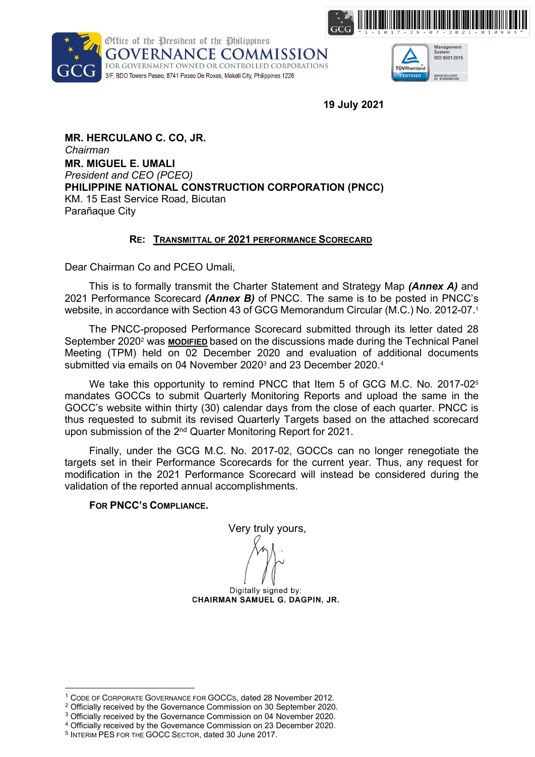Office of the President of the Philippines
**GOVERNANCE COMMISSION**
FOR GOVERNMENT OWNED OR CONTROLLED CORPORATIONS
3/F, BDO Towers Paseo, 8741 Paseo De Roxas, Makati City, Philippines 1226

**19 July 2021**

**MR. HERCULANO C. CO, JR.**
*Chairman*
**MR. MIGUEL E. UMALI**
*President and CEO (PCEO)*
**PHILIPPINE NATIONAL CONSTRUCTION CORPORATION (PNCC)**
KM. 15 East Service Road, Bicutan
Parañaque City

**RE: <u>TRANSMITTAL OF 2021 PERFORMANCE SCORECARD</u>**

Dear Chairman Co and PCEO Umali,

This is to formally transmit the Charter Statement and Strategy Map ***(Annex A)*** and 2021 Performance Scorecard ***(Annex B)*** of PNCC. The same is to be posted in PNCC's website, in accordance with Section 43 of GCG Memorandum Circular (M.C.) No. 2012-07.[1]

The PNCC-proposed Performance Scorecard submitted through its letter dated 28 September 2020[2] was **<u>MODIFIED</u>** based on the discussions made during the Technical Panel Meeting (TPM) held on 02 December 2020 and evaluation of additional documents submitted via emails on 04 November 2020[3] and 23 December 2020.[4]

We take this opportunity to remind PNCC that Item 5 of GCG M.C. No. 2017-02[5] mandates GOCCs to submit Quarterly Monitoring Reports and upload the same in the GOCC's website within thirty (30) calendar days from the close of each quarter. PNCC is thus requested to submit its revised Quarterly Targets based on the attached scorecard upon submission of the 2nd Quarter Monitoring Report for 2021.

Finally, under the GCG M.C. No. 2017-02, GOCCs can no longer renegotiate the targets set in their Performance Scorecards for the current year. Thus, any request for modification in the 2021 Performance Scorecard will instead be considered during the validation of the reported annual accomplishments.

**FOR PNCC'S COMPLIANCE.**

Very truly yours,

Digitally signed by:
**CHAIRMAN SAMUEL G. DAGPIN, JR.**

---

[1] CODE OF CORPORATE GOVERNANCE FOR GOCCs, dated 28 November 2012.
[2] Officially received by the Governance Commission on 30 September 2020.
[3] Officially received by the Governance Commission on 04 November 2020.
[4] Officially received by the Governance Commission on 23 December 2020.
[5] INTERIM PES FOR THE GOCC SECTOR, dated 30 June 2017.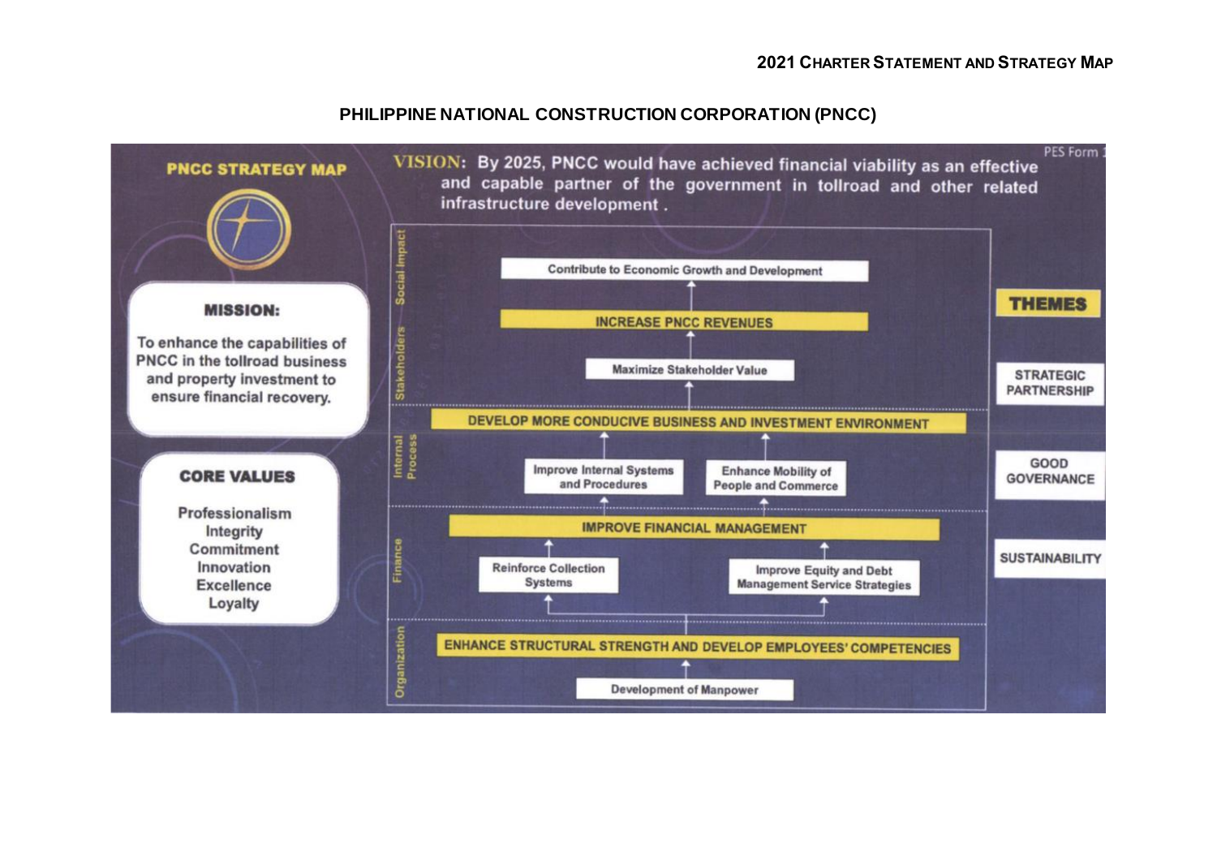# 2021 CHARTER STATEMENT AND STRATEGY MAP

## PHILIPPINE NATIONAL CONSTRUCTION CORPORATION (PNCC)

**PNCC STRATEGY MAP**

PES Form 1

**VISION:** By 2025, PNCC would have achieved financial viability as an effective and capable partner of the government in tollroad and other related infrastructure development .

**MISSION:**

To enhance the capabilities of PNCC in the tollroad business and property investment to ensure financial recovery.

**CORE VALUES**

- Professionalism
- Integrity
- Commitment
- Innovation
- Excellence
- Loyalty

**Social Impact**

- Contribute to Economic Growth and Development

**Stakeholders**

- INCREASE PNCC REVENUES
- Maximize Stakeholder Value

**Internal Process**

- DEVELOP MORE CONDUCIVE BUSINESS AND INVESTMENT ENVIRONMENT
- Improve Internal Systems and Procedures
- Enhance Mobility of People and Commerce

**Finance**

- IMPROVE FINANCIAL MANAGEMENT
- Reinforce Collection Systems
- Improve Equity and Debt Management Service Strategies

**Organization**

- ENHANCE STRUCTURAL STRENGTH AND DEVELOP EMPLOYEES' COMPETENCIES
- Development of Manpower

**THEMES**

- STRATEGIC PARTNERSHIP
- GOOD GOVERNANCE
- SUSTAINABILITY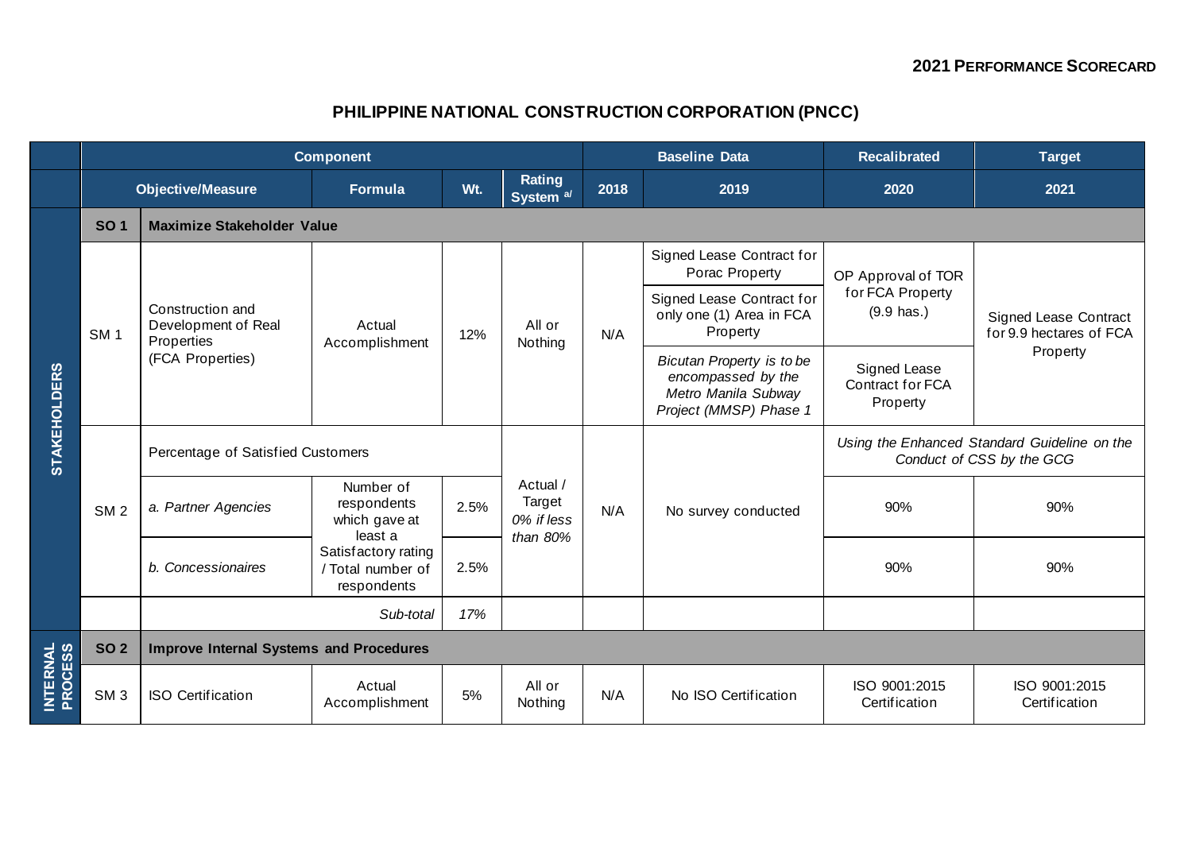**2021 PERFORMANCE SCORECARD**

## PHILIPPINE NATIONAL CONSTRUCTION CORPORATION (PNCC)

| | Component | | | | | Baseline Data | | Recalibrated | Target |
|---|---|---|---|---|---|---|---|---|---|
| | Objective/Measure | | Formula | Wt. | Rating System [a/] | 2018 | 2019 | 2020 | 2021 |
| STAKEHOLDERS | SO 1 | **Maximize Stakeholder Value** | | | | | | | |
| | SM 1 | Construction and Development of Real Properties (FCA Properties) | Actual Accomplishment | 12% | All or Nothing | N/A | Signed Lease Contract for Porac Property | OP Approval of TOR for FCA Property (9.9 has.) | Signed Lease Contract for 9.9 hectares of FCA Property |
| | | | | | | | Signed Lease Contract for only one (1) Area in FCA Property | | |
| | | | | | | | *Bicutan Property is to be encompassed by the Metro Manila Subway Project (MMSP) Phase 1* | Signed Lease Contract for FCA Property | |
| | SM 2 | Percentage of Satisfied Customers | | | Actual / Target *0% if less than 80%* | N/A | No survey conducted | *Using the Enhanced Standard Guideline on the Conduct of CSS by the GCG* | |
| | | *a. Partner Agencies* | Number of respondents which gave at least a Satisfactory rating / Total number of respondents | 2.5% | | | | 90% | 90% |
| | | *b. Concessionaires* | | 2.5% | | | | 90% | 90% |
| | | *Sub-total* | | *17%* | | | | | |
| INTERNAL PROCESS | SO 2 | **Improve Internal Systems and Procedures** | | | | | | | |
| | SM 3 | ISO Certification | Actual Accomplishment | 5% | All or Nothing | N/A | No ISO Certification | ISO 9001:2015 Certification | ISO 9001:2015 Certification |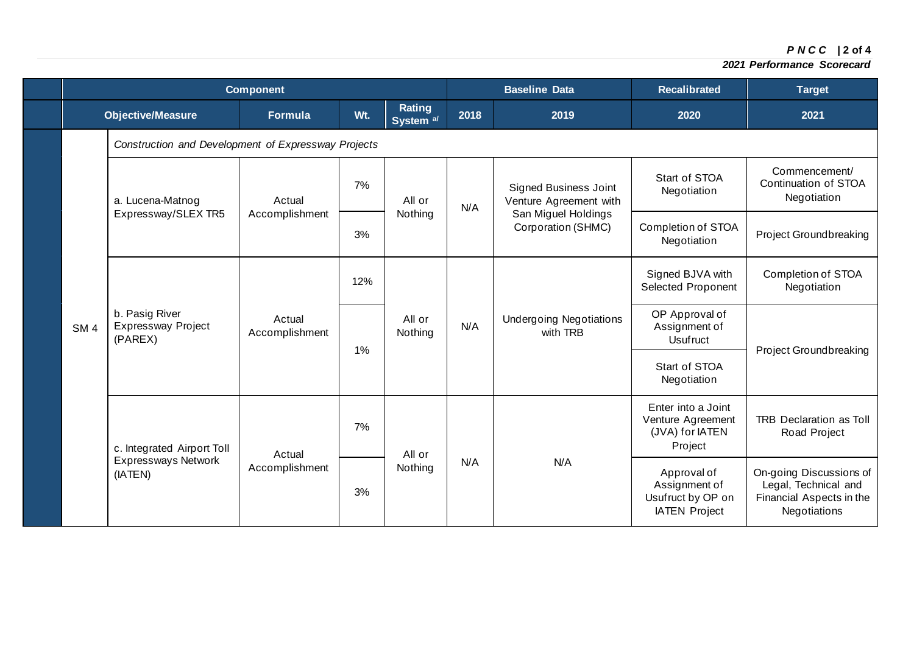| | Component | | | | | Baseline Data | | Recalibrated | Target |
|---|---|---|---|---|---|---|---|---|---|
| | | Objective/Measure | Formula | Wt. | Rating System [a/] | 2018 | 2019 | 2020 | 2021 |
| | SM 4 | *Construction and Development of Expressway Projects* | | | | | | | |
| | | a. Lucena-Matnog Expressway/SLEX TR5 | Actual Accomplishment | 7% | All or Nothing | N/A | Signed Business Joint Venture Agreement with San Miguel Holdings Corporation (SHMC) | Start of STOA Negotiation | Commencement/ Continuation of STOA Negotiation |
| | | | | 3% | | | | Completion of STOA Negotiation | Project Groundbreaking |
| | | b. Pasig River Expressway Project (PAREX) | Actual Accomplishment | 12% | All or Nothing | N/A | Undergoing Negotiations with TRB | Signed BJVA with Selected Proponent | Completion of STOA Negotiation |
| | | | | 1% | | | | OP Approval of Assignment of Usufruct | Project Groundbreaking |
| | | | | | | | | Start of STOA Negotiation | |
| | | c. Integrated Airport Toll Expressways Network (IATEN) | Actual Accomplishment | 7% | All or Nothing | N/A | N/A | Enter into a Joint Venture Agreement (JVA) for IATEN Project | TRB Declaration as Toll Road Project |
| | | | | 3% | | | | Approval of Assignment of Usufruct by OP on IATEN Project | On-going Discussions of Legal, Technical and Financial Aspects in the Negotiations |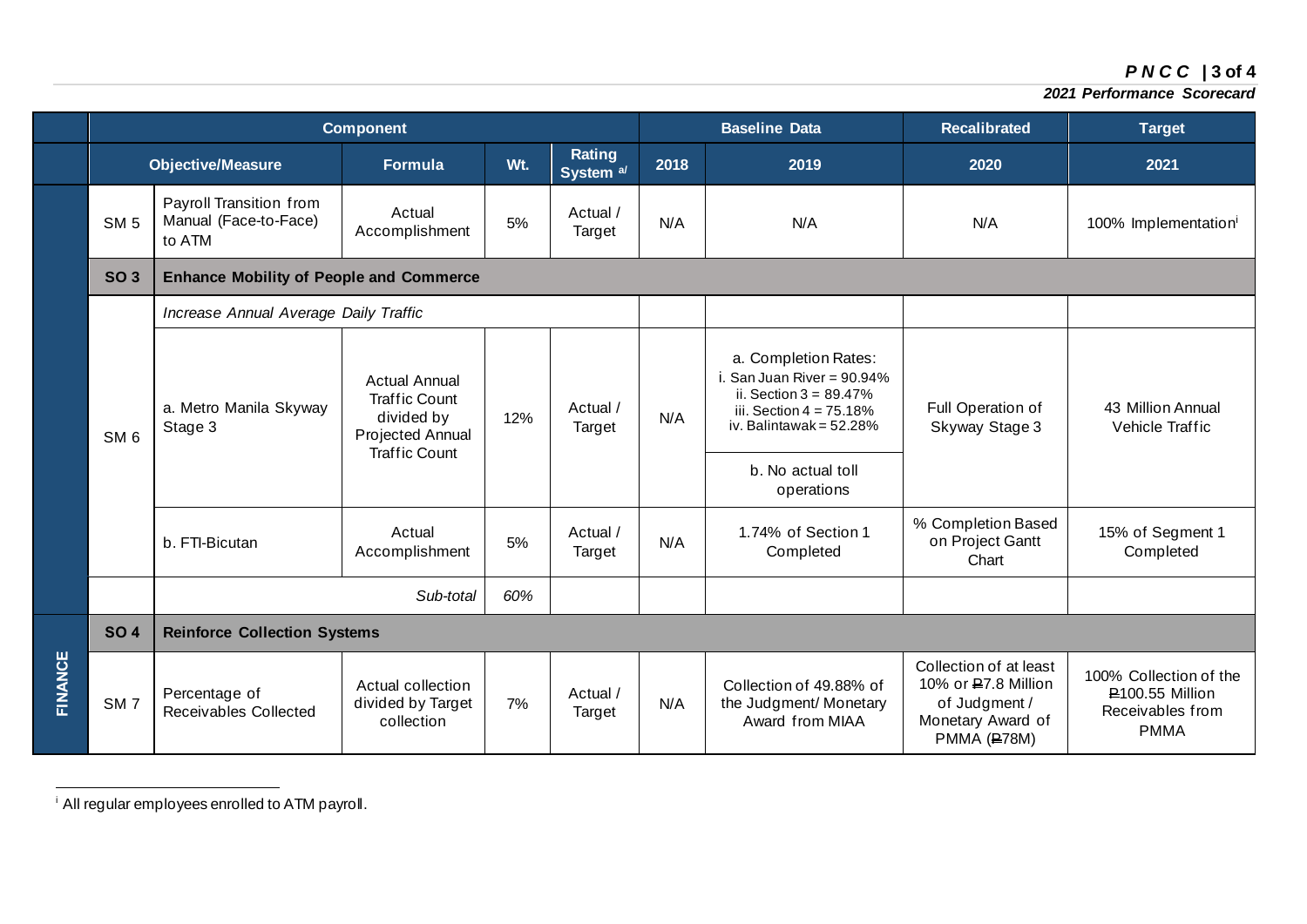| | Component | | | | | Baseline Data | | Recalibrated | Target |
|---|---|---|---|---|---|---|---|---|---|
| | Objective/Measure | | Formula | Wt. | Rating System [a/] | 2018 | 2019 | 2020 | 2021 |
| | SM 5 | Payroll Transition from Manual (Face-to-Face) to ATM | Actual Accomplishment | 5% | Actual / Target | N/A | N/A | N/A | 100% Implementation[i] |
| | **SO 3** | **Enhance Mobility of People and Commerce** | | | | | | | |
| | SM 6 | *Increase Annual Average Daily Traffic* | | | | | | | |
| | | a. Metro Manila Skyway Stage 3 | Actual Annual Traffic Count divided by Projected Annual Traffic Count | 12% | Actual / Target | N/A | a. Completion Rates: i. San Juan River = 90.94% ii. Section 3 = 89.47% iii. Section 4 = 75.18% iv. Balintawak = 52.28%<br>b. No actual toll operations | Full Operation of Skyway Stage 3 | 43 Million Annual Vehicle Traffic |
| | | b. FTI-Bicutan | Actual Accomplishment | 5% | Actual / Target | N/A | 1.74% of Section 1 Completed | % Completion Based on Project Gantt Chart | 15% of Segment 1 Completed |
| | | *Sub-total* | | *60%* | | | | | |
| **FINANCE** | **SO 4** | **Reinforce Collection Systems** | | | | | | | |
| | SM 7 | Percentage of Receivables Collected | Actual collection divided by Target collection | 7% | Actual / Target | N/A | Collection of 49.88% of the Judgment/ Monetary Award from MIAA | Collection of at least 10% or ₱7.8 Million of Judgment / Monetary Award of PMMA (₱78M) | 100% Collection of the ₱100.55 Million Receivables from PMMA |

[i] All regular employees enrolled to ATM payroll.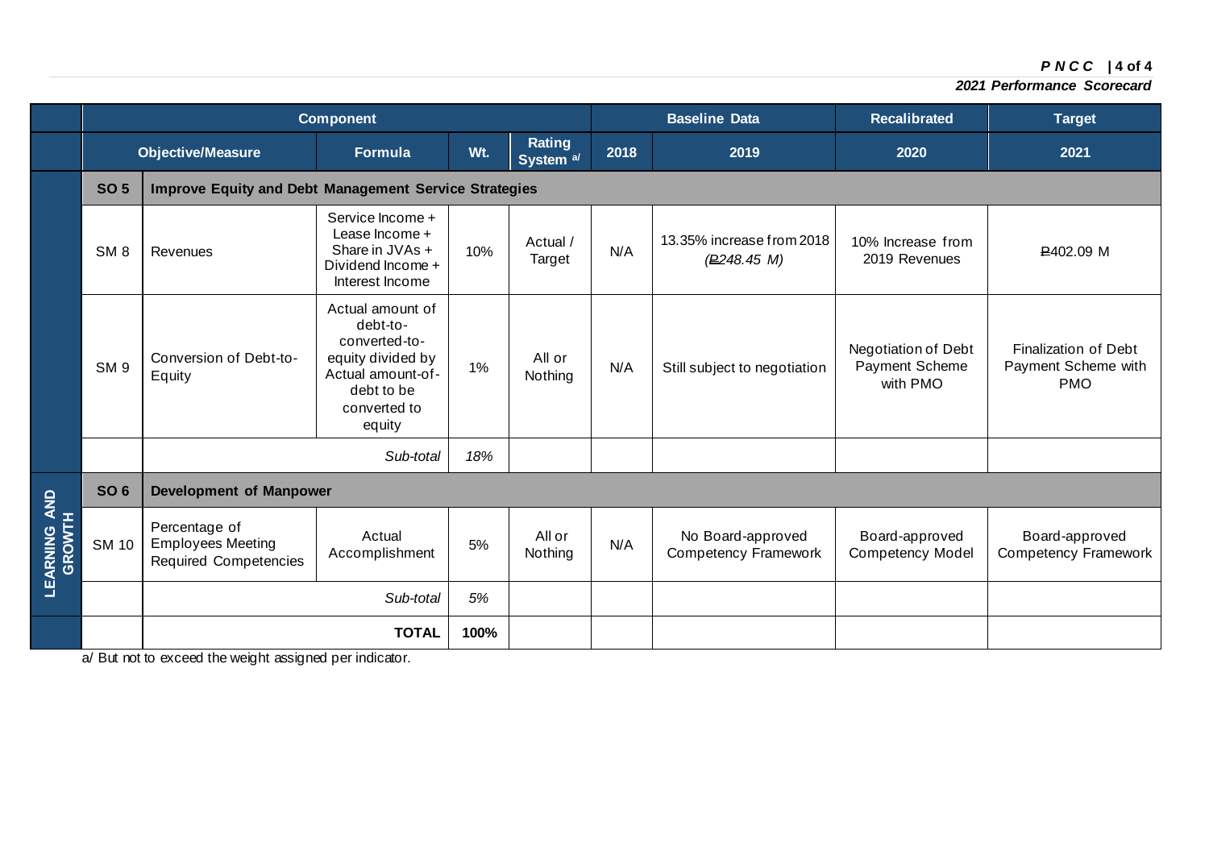| | Component | | | | | Baseline Data | | Recalibrated | Target |
|---|---|---|---|---|---|---|---|---|---|
| | Objective/Measure | | Formula | Wt. | Rating System [a/] | 2018 | 2019 | 2020 | 2021 |
| | **SO 5** | **Improve Equity and Debt Management Service Strategies** | | | | | | | |
| | SM 8 | Revenues | Service Income + Lease Income + Share in JVAs + Dividend Income + Interest Income | 10% | Actual / Target | N/A | 13.35% increase from 2018 *(₱248.45 M)* | 10% Increase from 2019 Revenues | ₱402.09 M |
| | SM 9 | Conversion of Debt-to-Equity | Actual amount of debt-to-converted-to-equity divided by Actual amount-of-debt to be converted to equity | 1% | All or Nothing | N/A | Still subject to negotiation | Negotiation of Debt Payment Scheme with PMO | Finalization of Debt Payment Scheme with PMO |
| | | *Sub-total* | | *18%* | | | | | |
| **LEARNING AND GROWTH** | **SO 6** | **Development of Manpower** | | | | | | | |
| | SM 10 | Percentage of Employees Meeting Required Competencies | Actual Accomplishment | 5% | All or Nothing | N/A | No Board-approved Competency Framework | Board-approved Competency Model | Board-approved Competency Framework |
| | | *Sub-total* | | *5%* | | | | | |
| | | **TOTAL** | | **100%** | | | | | |

a/ But not to exceed the weight assigned per indicator.